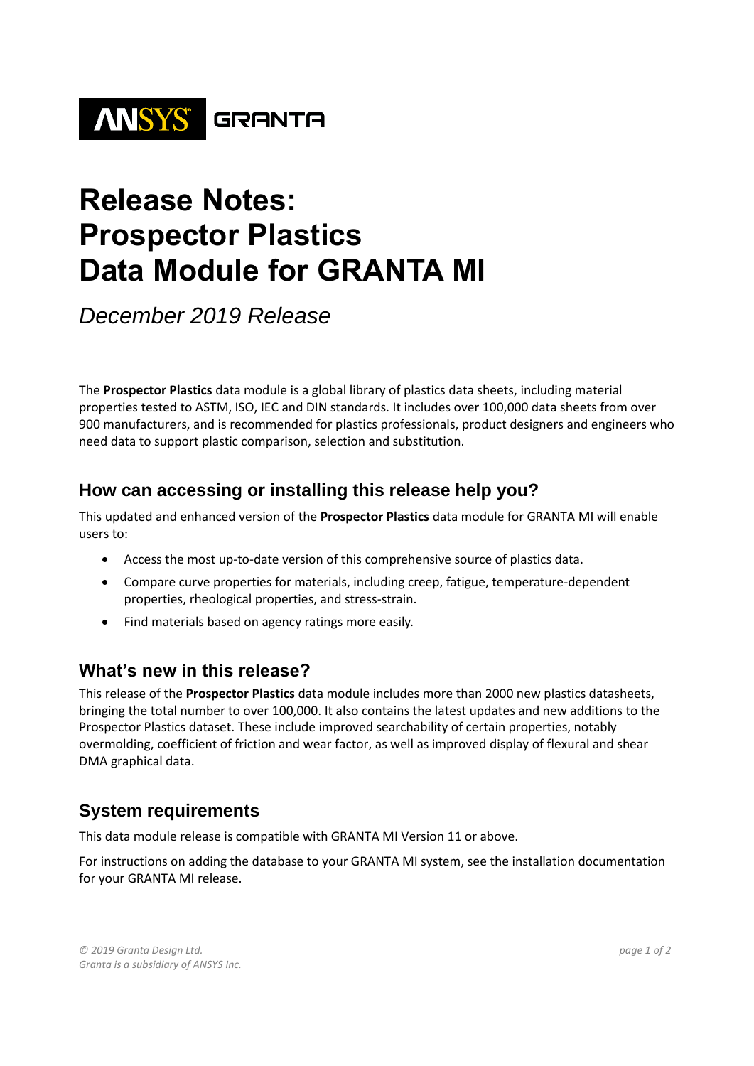ANSYS GRANTA

# Release Notes: Prospector Plastics Data Module for GRANTA MI

*December 2019 Release*

The **Prospector Plastics** data module is a global library of plastics data sheets, including material properties tested to ASTM, ISO, IEC and DIN standards. It includes over 100,000 data sheets from over 900 manufacturers, and is recommended for plastics professionals, product designers and engineers who need data to support plastic comparison, selection and substitution.

## How can accessing or installing this release help you?

This updated and enhanced version of the **Prospector Plastics** data module for GRANTA MI will enable users to:

- Access the most up-to-date version of this comprehensive source of plastics data.
- Compare curve properties for materials, including creep, fatigue, temperature-dependent properties, rheological properties, and stress-strain.
- Find materials based on agency ratings more easily.

## What's new in this release?

This release of the **Prospector Plastics** data module includes more than 2000 new plastics datasheets, bringing the total number to over 100,000. It also contains the latest updates and new additions to the Prospector Plastics dataset. These include improved searchability of certain properties, notably overmolding, coefficient of friction and wear factor, as well as improved display of flexural and shear DMA graphical data.

## System requirements

This data module release is compatible with GRANTA MI Version 11 or above.

For instructions on adding the database to your GRANTA MI system, see the installation documentation for your GRANTA MI release.

*© 2019 Granta Design Ltd.*
*Granta is a subsidiary of ANSYS Inc.*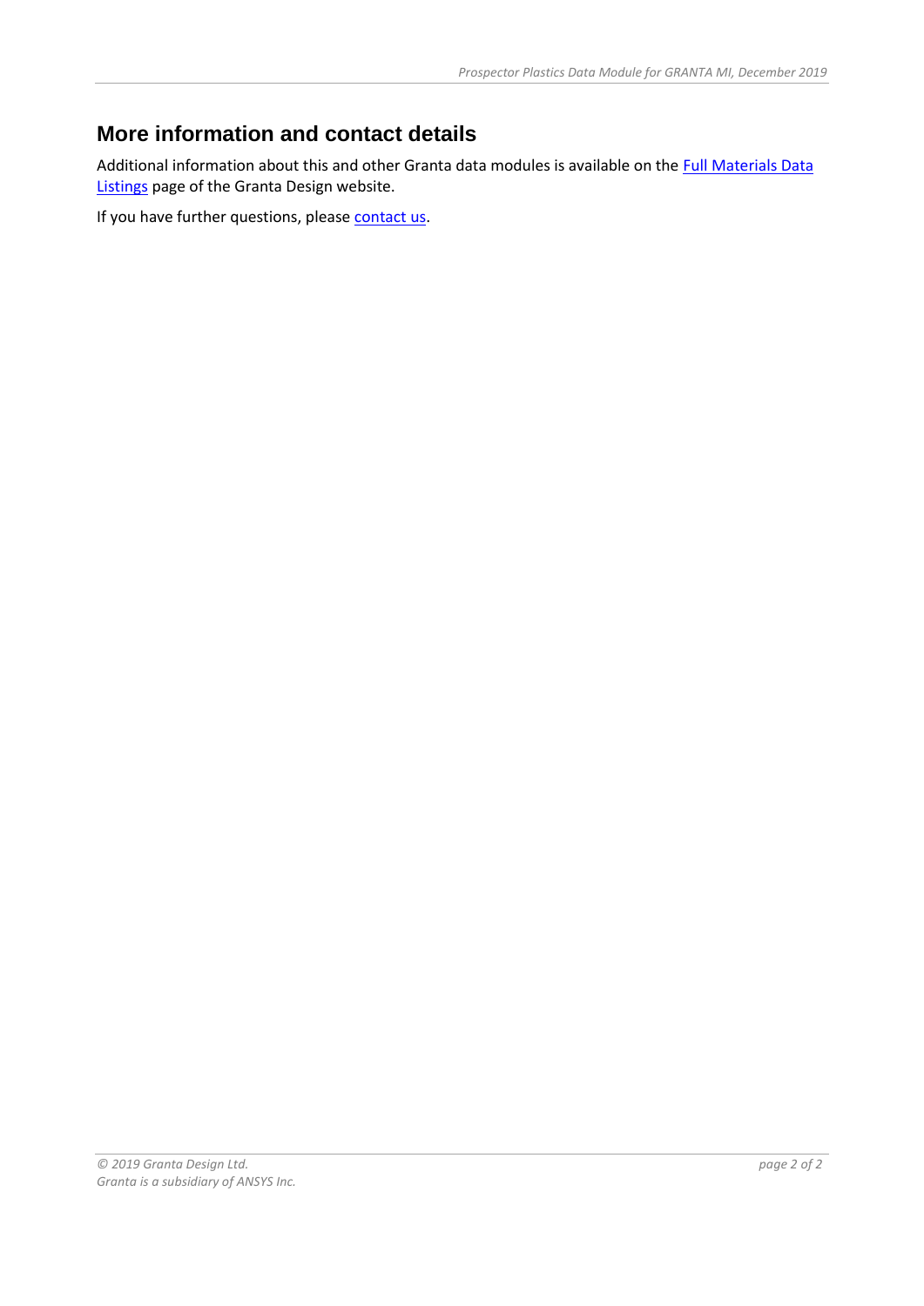## More information and contact details

Additional information about this and other Granta data modules is available on the Full Materials Data Listings page of the Granta Design website.

If you have further questions, please contact us.